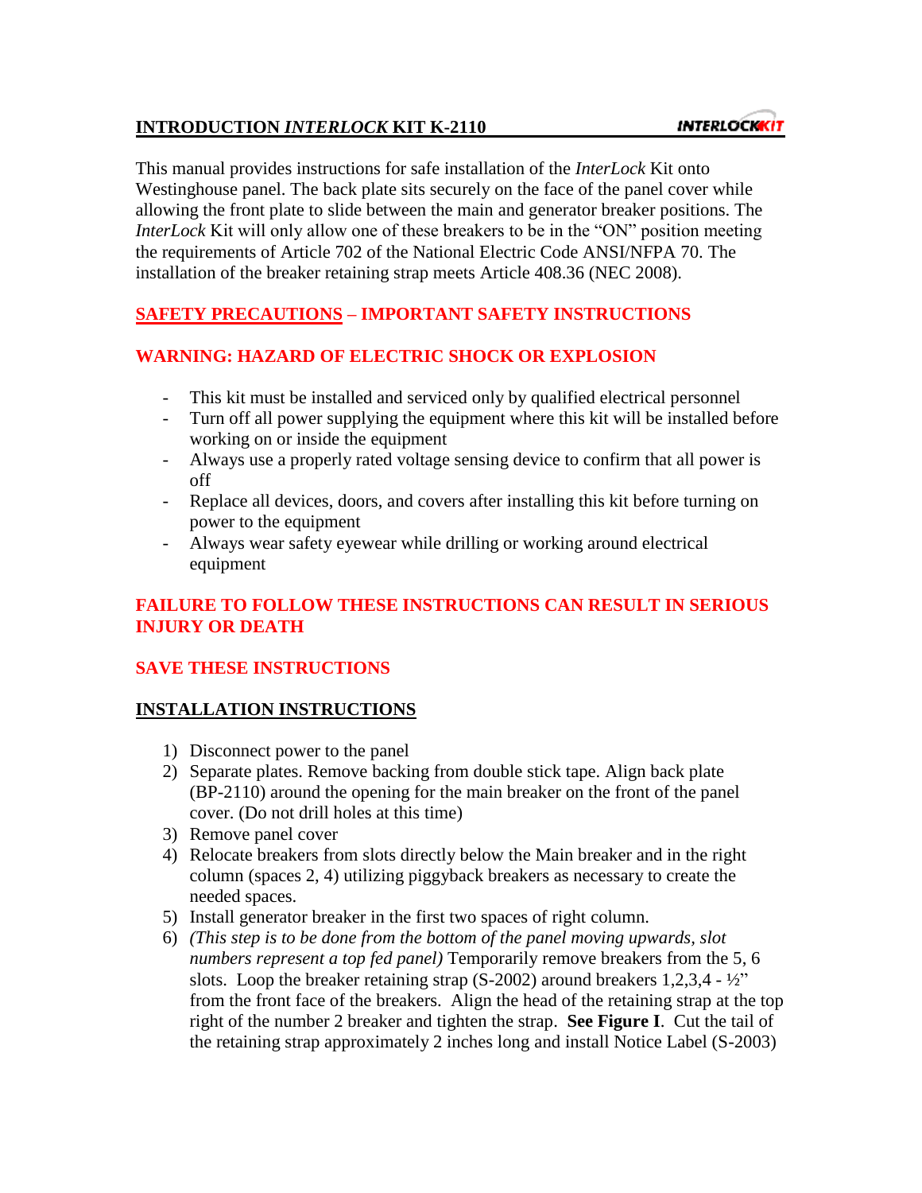## INTRODUCTION *INTERLOCK* KIT K-2110

This manual provides instructions for safe installation of the *InterLock* Kit onto Westinghouse panel. The back plate sits securely on the face of the panel cover while allowing the front plate to slide between the main and generator breaker positions. The *InterLock* Kit will only allow one of these breakers to be in the "ON" position meeting the requirements of Article 702 of the National Electric Code ANSI/NFPA 70. The installation of the breaker retaining strap meets Article 408.36 (NEC 2008).

## SAFETY PRECAUTIONS – IMPORTANT SAFETY INSTRUCTIONS

## WARNING: HAZARD OF ELECTRIC SHOCK OR EXPLOSION

- This kit must be installed and serviced only by qualified electrical personnel
- Turn off all power supplying the equipment where this kit will be installed before working on or inside the equipment
- Always use a properly rated voltage sensing device to confirm that all power is off
- Replace all devices, doors, and covers after installing this kit before turning on power to the equipment
- Always wear safety eyewear while drilling or working around electrical equipment

**FAILURE TO FOLLOW THESE INSTRUCTIONS CAN RESULT IN SERIOUS INJURY OR DEATH**

**SAVE THESE INSTRUCTIONS**

## INSTALLATION INSTRUCTIONS

1) Disconnect power to the panel
2) Separate plates. Remove backing from double stick tape. Align back plate (BP-2110) around the opening for the main breaker on the front of the panel cover. (Do not drill holes at this time)
3) Remove panel cover
4) Relocate breakers from slots directly below the Main breaker and in the right column (spaces 2, 4) utilizing piggyback breakers as necessary to create the needed spaces.
5) Install generator breaker in the first two spaces of right column.
6) *(This step is to be done from the bottom of the panel moving upwards, slot numbers represent a top fed panel)* Temporarily remove breakers from the 5, 6 slots. Loop the breaker retaining strap (S-2002) around breakers 1,2,3,4 - ½" from the front face of the breakers. Align the head of the retaining strap at the top right of the number 2 breaker and tighten the strap. **See Figure I**. Cut the tail of the retaining strap approximately 2 inches long and install Notice Label (S-2003)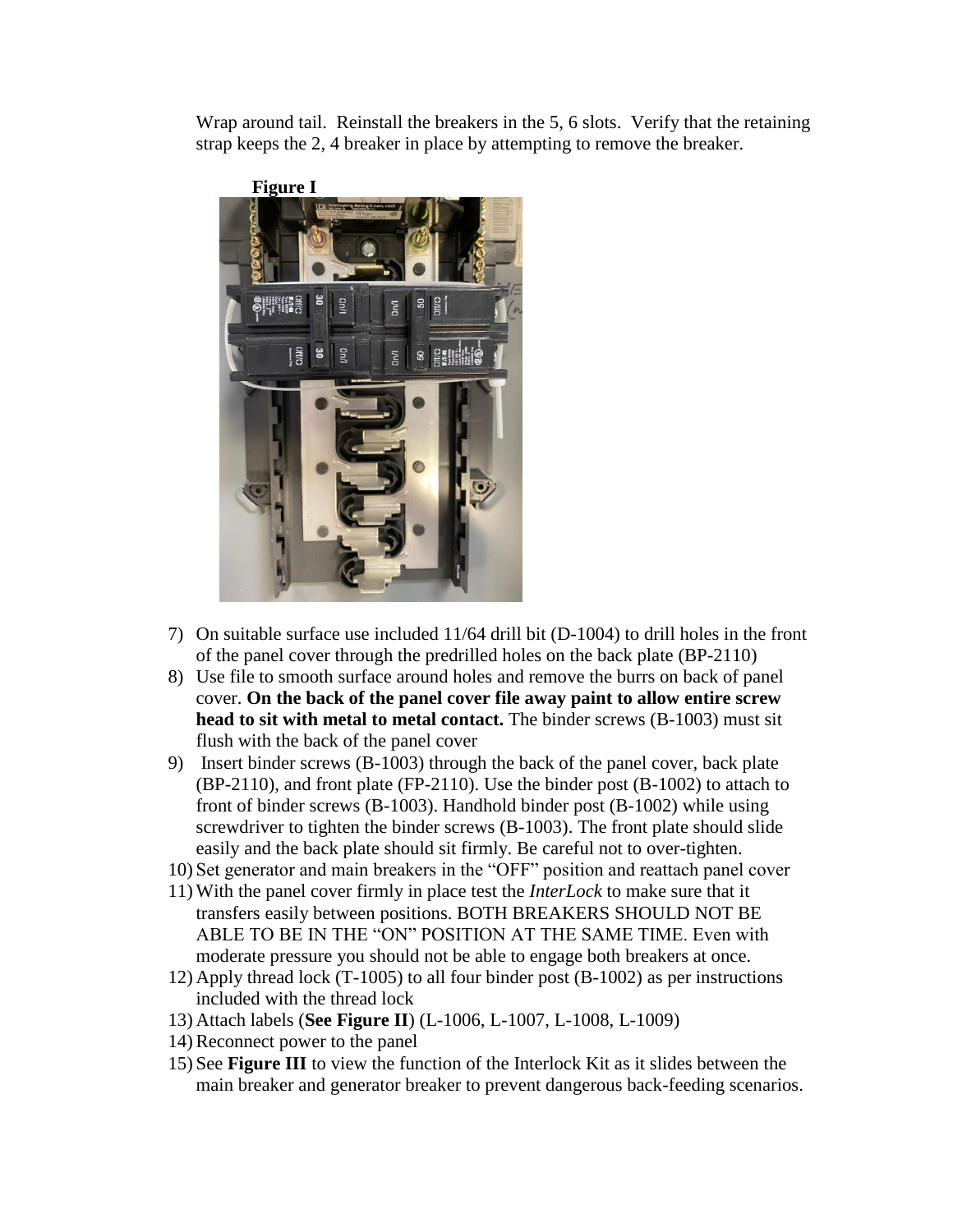Wrap around tail. Reinstall the breakers in the 5, 6 slots. Verify that the retaining strap keeps the 2, 4 breaker in place by attempting to remove the breaker.

**Figure I**

7) On suitable surface use included 11/64 drill bit (D-1004) to drill holes in the front of the panel cover through the predrilled holes on the back plate (BP-2110)
8) Use file to smooth surface around holes and remove the burrs on back of panel cover. **On the back of the panel cover file away paint to allow entire screw head to sit with metal to metal contact.** The binder screws (B-1003) must sit flush with the back of the panel cover
9) Insert binder screws (B-1003) through the back of the panel cover, back plate (BP-2110), and front plate (FP-2110). Use the binder post (B-1002) to attach to front of binder screws (B-1003). Handhold binder post (B-1002) while using screwdriver to tighten the binder screws (B-1003). The front plate should slide easily and the back plate should sit firmly. Be careful not to over-tighten.
10) Set generator and main breakers in the "OFF" position and reattach panel cover
11) With the panel cover firmly in place test the *InterLock* to make sure that it transfers easily between positions. BOTH BREAKERS SHOULD NOT BE ABLE TO BE IN THE "ON" POSITION AT THE SAME TIME. Even with moderate pressure you should not be able to engage both breakers at once.
12) Apply thread lock (T-1005) to all four binder post (B-1002) as per instructions included with the thread lock
13) Attach labels (**See Figure II**) (L-1006, L-1007, L-1008, L-1009)
14) Reconnect power to the panel
15) See **Figure III** to view the function of the Interlock Kit as it slides between the main breaker and generator breaker to prevent dangerous back-feeding scenarios.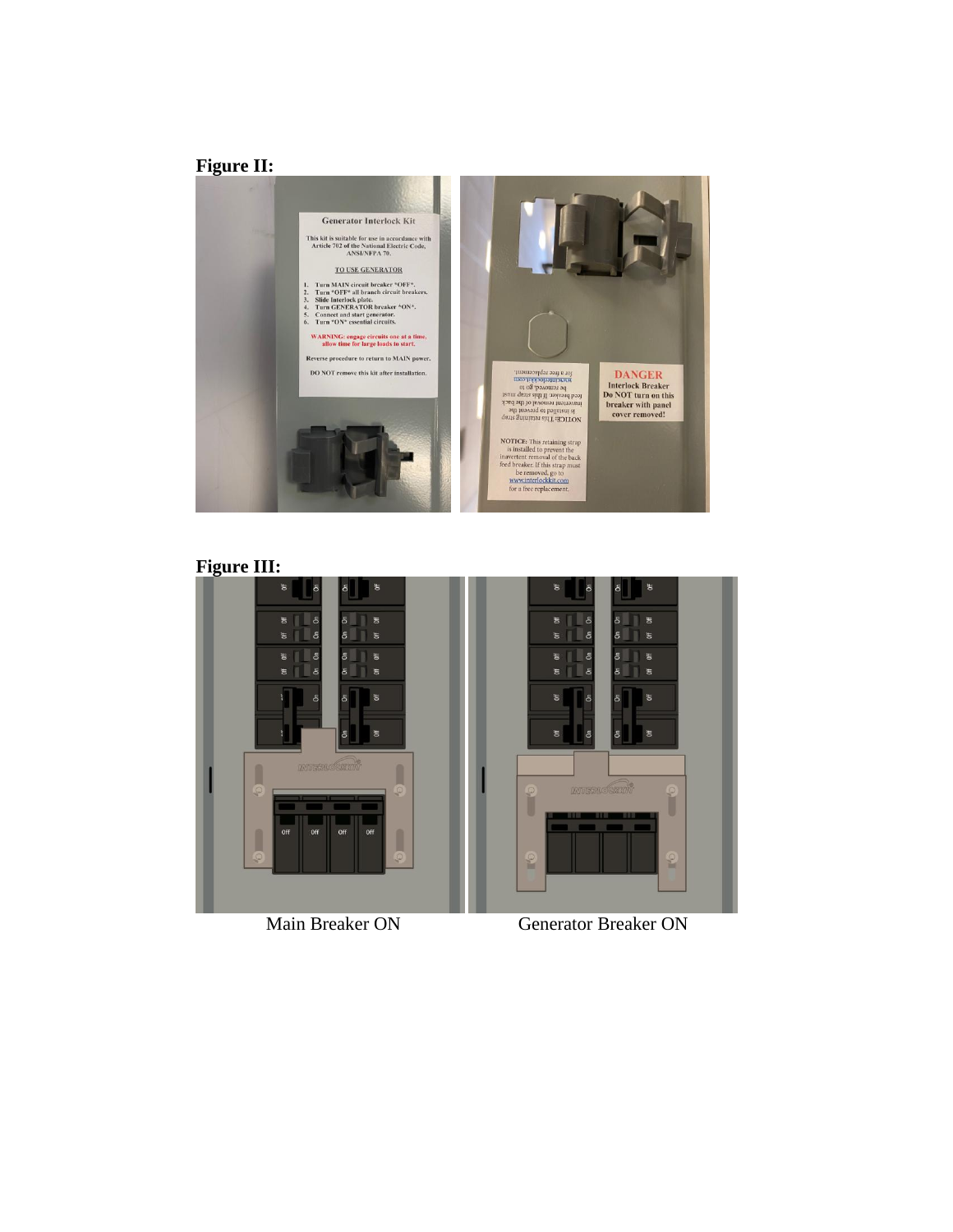**Figure II:**

**Figure III:**

Main Breaker ON

Generator Breaker ON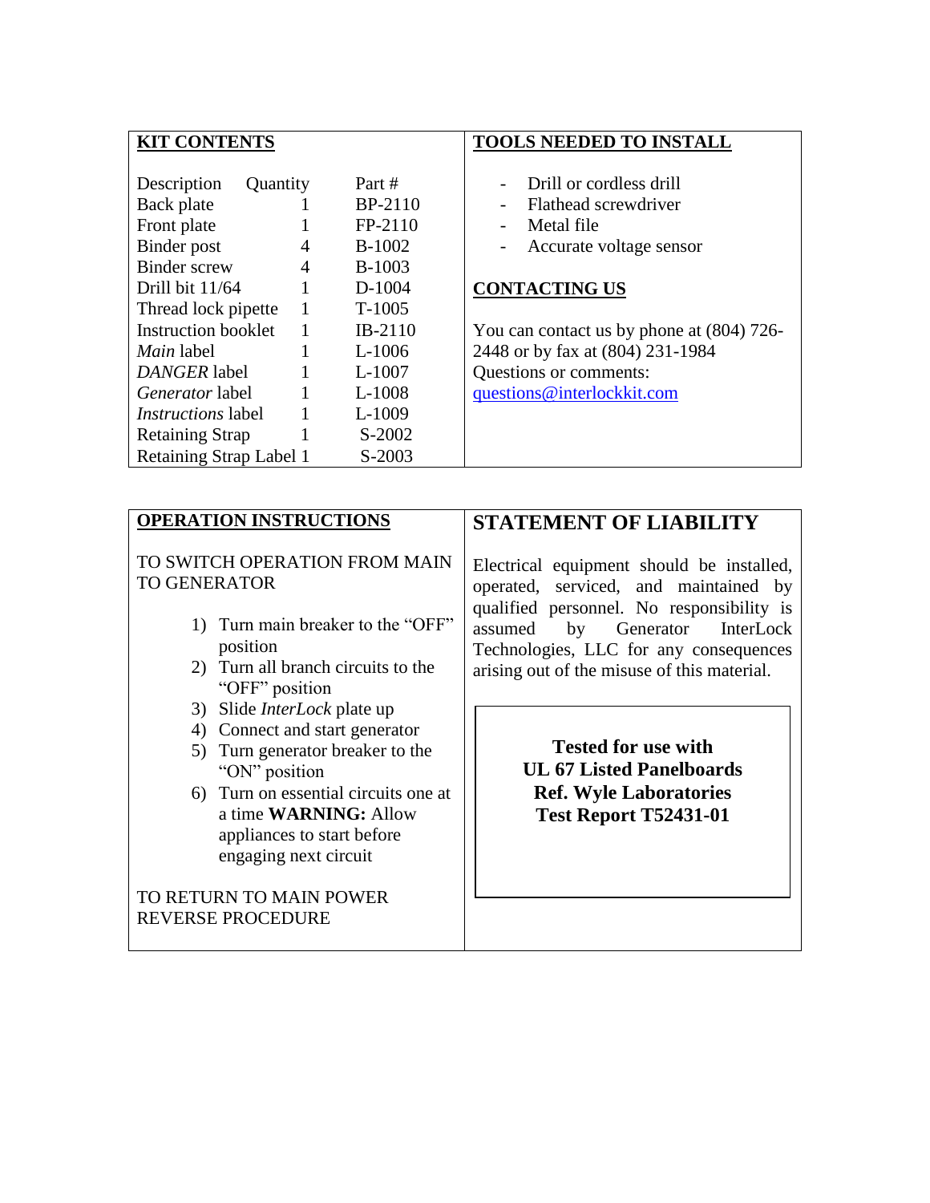## KIT CONTENTS

| Description | Quantity | Part # |
| --- | --- | --- |
| Back plate | 1 | BP-2110 |
| Front plate | 1 | FP-2110 |
| Binder post | 4 | B-1002 |
| Binder screw | 4 | B-1003 |
| Drill bit 11/64 | 1 | D-1004 |
| Thread lock pipette | 1 | T-1005 |
| Instruction booklet | 1 | IB-2110 |
| *Main* label | 1 | L-1006 |
| *DANGER* label | 1 | L-1007 |
| *Generator* label | 1 | L-1008 |
| *Instructions* label | 1 | L-1009 |
| Retaining Strap | 1 | S-2002 |
| Retaining Strap Label | 1 | S-2003 |

## TOOLS NEEDED TO INSTALL

- Drill or cordless drill
- Flathead screwdriver
- Metal file
- Accurate voltage sensor

## CONTACTING US

You can contact us by phone at (804) 726-2448 or by fax at (804) 231-1984
Questions or comments:
questions@interlockkit.com

## OPERATION INSTRUCTIONS

TO SWITCH OPERATION FROM MAIN TO GENERATOR

1) Turn main breaker to the “OFF” position
2) Turn all branch circuits to the “OFF” position
3) Slide *InterLock* plate up
4) Connect and start generator
5) Turn generator breaker to the “ON” position
6) Turn on essential circuits one at a time **WARNING:** Allow appliances to start before engaging next circuit

TO RETURN TO MAIN POWER REVERSE PROCEDURE

## STATEMENT OF LIABILITY

Electrical equipment should be installed, operated, serviced, and maintained by qualified personnel. No responsibility is assumed by Generator InterLock Technologies, LLC for any consequences arising out of the misuse of this material.

**Tested for use with**
**UL 67 Listed Panelboards**
**Ref. Wyle Laboratories**
**Test Report T52431-01**